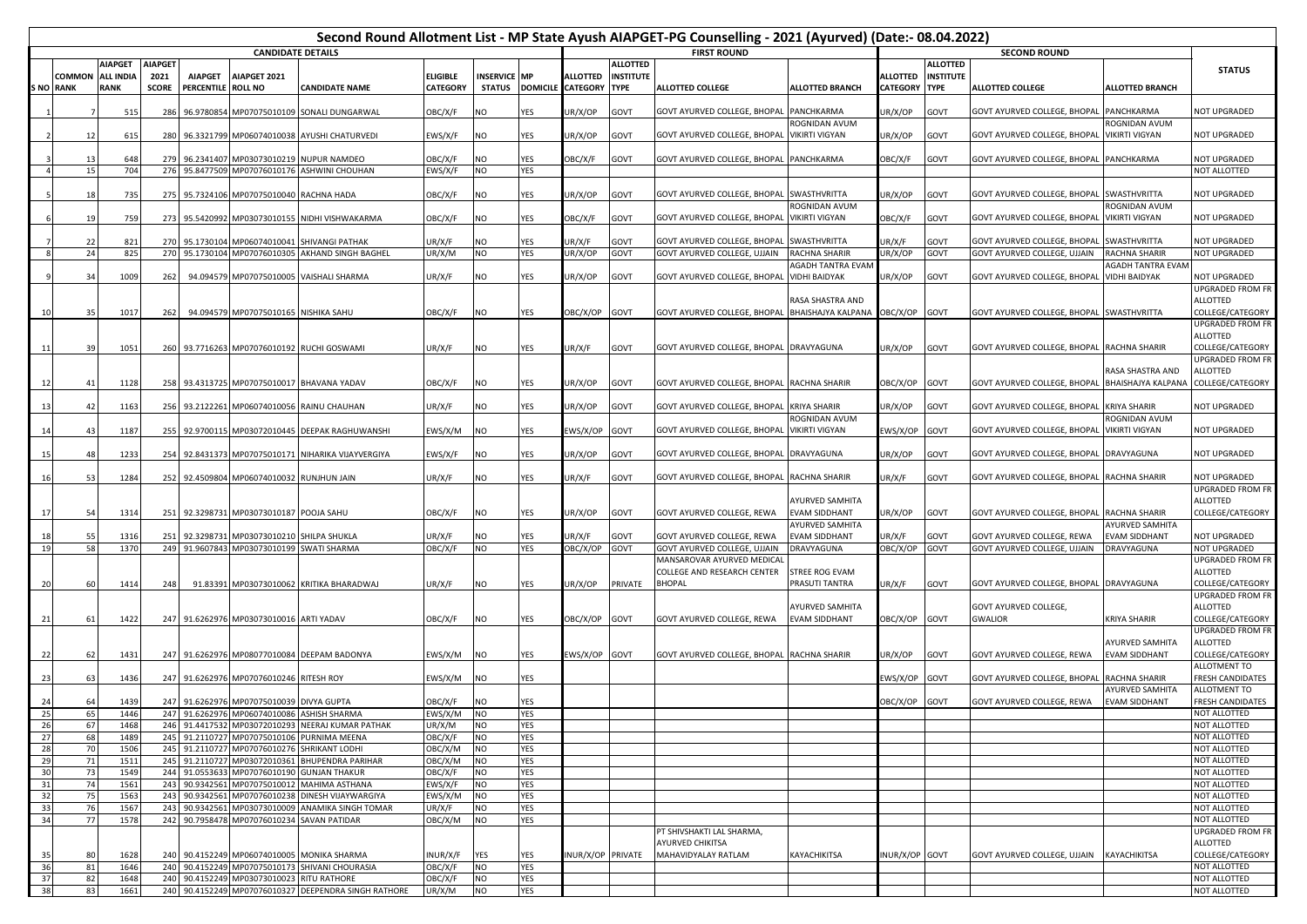# Second Round Allotment List - MP State Ayush AIAPGET-PG Counselling - 2021 (Ayurved) (Date:- 08.04.2022)

| CANDIDATE DETAILS | | | | | | | | | | FIRST ROUND | | | | SECOND ROUND | | | | STATUS |
|---|---|---|---|---|---|---|---|---|---|---|---|---|---|---|---|---|---|---|
| S NO | COMMON RANK | AIAPGET ALL INDIA RANK | AIAPGET 2021 SCORE | AIAPGET PERCENTILE | AIAPGET 2021 ROLL NO | CANDIDATE NAME | ELIGIBLE CATEGORY | INSERVICE STATUS | MP DOMICILE | ALLOTTED CATEGORY | ALLOTTED INSTITUTE TYPE | ALLOTTED COLLEGE | ALLOTTED BRANCH | ALLOTTED CATEGORY | ALLOTTED INSTITUTE TYPE | ALLOTTED COLLEGE | ALLOTTED BRANCH | |
| 1 | 7 | 515 | 286 | 96.9780854 | MP07075010109 | SONALI DUNGARWAL | OBC/X/F | NO | YES | UR/X/OP | GOVT | GOVT AYURVED COLLEGE, BHOPAL | PANCHKARMA | UR/X/OP | GOVT | GOVT AYURVED COLLEGE, BHOPAL | PANCHKARMA | NOT UPGRADED |
| 2 | 12 | 615 | 280 | 96.3321799 | MP06074010038 | AYUSHI CHATURVEDI | EWS/X/F | NO | YES | UR/X/OP | GOVT | GOVT AYURVED COLLEGE, BHOPAL | ROGNIDAN AVUM VIKIRTI VIGYAN | UR/X/OP | GOVT | GOVT AYURVED COLLEGE, BHOPAL | ROGNIDAN AVUM VIKIRTI VIGYAN | NOT UPGRADED |
| 3 | 13 | 648 | 279 | 96.2341407 | MP03073010219 | NUPUR NAMDEO | OBC/X/F | NO | YES | OBC/X/F | GOVT | GOVT AYURVED COLLEGE, BHOPAL | PANCHKARMA | OBC/X/F | GOVT | GOVT AYURVED COLLEGE, BHOPAL | PANCHKARMA | NOT UPGRADED |
| 4 | 15 | 704 | 276 | 95.8477509 | MP07076010176 | ASHWINI CHOUHAN | EWS/X/F | NO | YES | | | | | | | | | NOT ALLOTTED |
| 5 | 18 | 735 | 275 | 95.7324106 | MP07075010040 | RACHNA HADA | OBC/X/F | NO | YES | UR/X/OP | GOVT | GOVT AYURVED COLLEGE, BHOPAL | SWASTHVRITTA | UR/X/OP | GOVT | GOVT AYURVED COLLEGE, BHOPAL | SWASTHVRITTA | NOT UPGRADED |
| 6 | 19 | 759 | 273 | 95.5420992 | MP03073010155 | NIDHI VISHWAKARMA | OBC/X/F | NO | YES | OBC/X/F | GOVT | GOVT AYURVED COLLEGE, BHOPAL | ROGNIDAN AVUM VIKIRTI VIGYAN | OBC/X/F | GOVT | GOVT AYURVED COLLEGE, BHOPAL | ROGNIDAN AVUM VIKIRTI VIGYAN | NOT UPGRADED |
| 7 | 22 | 821 | 270 | 95.1730104 | MP06074010041 | SHIVANGI PATHAK | UR/X/F | NO | YES | UR/X/F | GOVT | GOVT AYURVED COLLEGE, BHOPAL | SWASTHVRITTA | UR/X/F | GOVT | GOVT AYURVED COLLEGE, BHOPAL | SWASTHVRITTA | NOT UPGRADED |
| 8 | 24 | 825 | 270 | 95.1730104 | MP07076010305 | AKHAND SINGH BAGHEL | UR/X/M | NO | YES | UR/X/OP | GOVT | GOVT AYURVED COLLEGE, UJJAIN | RACHNA SHARIR | UR/X/OP | GOVT | GOVT AYURVED COLLEGE, UJJAIN | RACHNA SHARIR | NOT UPGRADED |
| 9 | 34 | 1009 | 262 | 94.094579 | MP07075010005 | VAISHALI SHARMA | UR/X/F | NO | YES | UR/X/OP | GOVT | GOVT AYURVED COLLEGE, BHOPAL | AGADH TANTRA EVAM VIDHI BAIDYAK | UR/X/OP | GOVT | GOVT AYURVED COLLEGE, BHOPAL | AGADH TANTRA EVAM VIDHI BAIDYAK | NOT UPGRADED |
| 10 | 35 | 1017 | 262 | 94.094579 | MP07075010165 | NISHIKA SAHU | OBC/X/F | NO | YES | OBC/X/OP | GOVT | GOVT AYURVED COLLEGE, BHOPAL | RASA SHASTRA AND BHAISHAJYA KALPANA | OBC/X/OP | GOVT | GOVT AYURVED COLLEGE, BHOPAL | SWASTHVRITTA | UPGRADED FROM FR ALLOTTED COLLEGE/CATEGORY |
| 11 | 39 | 1051 | 260 | 93.7716263 | MP07076010192 | RUCHI GOSWAMI | UR/X/F | NO | YES | UR/X/F | GOVT | GOVT AYURVED COLLEGE, BHOPAL | DRAVYAGUNA | UR/X/OP | GOVT | GOVT AYURVED COLLEGE, BHOPAL | RACHNA SHARIR | UPGRADED FROM FR ALLOTTED COLLEGE/CATEGORY |
| 12 | 41 | 1128 | 258 | 93.4313725 | MP07075010017 | BHAVANA YADAV | OBC/X/F | NO | YES | UR/X/OP | GOVT | GOVT AYURVED COLLEGE, BHOPAL | RACHNA SHARIR | OBC/X/OP | GOVT | GOVT AYURVED COLLEGE, BHOPAL | RASA SHASTRA AND BHAISHAJYA KALPANA | UPGRADED FROM FR ALLOTTED COLLEGE/CATEGORY |
| 13 | 42 | 1163 | 256 | 93.2122261 | MP06074010056 | RAINU CHAUHAN | UR/X/F | NO | YES | UR/X/OP | GOVT | GOVT AYURVED COLLEGE, BHOPAL | KRIYA SHARIR | UR/X/OP | GOVT | GOVT AYURVED COLLEGE, BHOPAL | KRIYA SHARIR | NOT UPGRADED |
| 14 | 43 | 1187 | 255 | 92.9700115 | MP03072010445 | DEEPAK RAGHUWANSHI | EWS/X/M | NO | YES | EWS/X/OP | GOVT | GOVT AYURVED COLLEGE, BHOPAL | ROGNIDAN AVUM VIKIRTI VIGYAN | EWS/X/OP | GOVT | GOVT AYURVED COLLEGE, BHOPAL | ROGNIDAN AVUM VIKIRTI VIGYAN | NOT UPGRADED |
| 15 | 48 | 1233 | 254 | 92.8431373 | MP07075010171 | NIHARIKA VIJAYVERGIYA | EWS/X/F | NO | YES | UR/X/OP | GOVT | GOVT AYURVED COLLEGE, BHOPAL | DRAVYAGUNA | UR/X/OP | GOVT | GOVT AYURVED COLLEGE, BHOPAL | DRAVYAGUNA | NOT UPGRADED |
| 16 | 53 | 1284 | 252 | 92.4509804 | MP06074010032 | RUNJHUN JAIN | UR/X/F | NO | YES | UR/X/F | GOVT | GOVT AYURVED COLLEGE, BHOPAL | RACHNA SHARIR | UR/X/F | GOVT | GOVT AYURVED COLLEGE, BHOPAL | RACHNA SHARIR | NOT UPGRADED |
| 17 | 54 | 1314 | 251 | 92.3298731 | MP03073010187 | POOJA SAHU | OBC/X/F | NO | YES | UR/X/OP | GOVT | GOVT AYURVED COLLEGE, REWA | AYURVED SAMHITA EVAM SIDDHANT | UR/X/OP | GOVT | GOVT AYURVED COLLEGE, BHOPAL | RACHNA SHARIR | UPGRADED FROM FR ALLOTTED COLLEGE/CATEGORY |
| 18 | 55 | 1316 | 251 | 92.3298731 | MP03073010210 | SHILPA SHUKLA | UR/X/F | NO | YES | UR/X/F | GOVT | GOVT AYURVED COLLEGE, REWA | AYURVED SAMHITA EVAM SIDDHANT | UR/X/F | GOVT | GOVT AYURVED COLLEGE, REWA | AYURVED SAMHITA EVAM SIDDHANT | NOT UPGRADED |
| 19 | 58 | 1370 | 249 | 91.9607843 | MP03073010199 | SWATI SHARMA | OBC/X/F | NO | YES | OBC/X/OP | GOVT | GOVT AYURVED COLLEGE, UJJAIN | DRAVYAGUNA | OBC/X/OP | GOVT | GOVT AYURVED COLLEGE, UJJAIN | DRAVYAGUNA | NOT UPGRADED |
| 20 | 60 | 1414 | 248 | 91.83391 | MP03073010062 | KRITIKA BHARADWAJ | UR/X/F | NO | YES | UR/X/OP | PRIVATE | MANSAROVAR AYURVED MEDICAL COLLEGE AND RESEARCH CENTER BHOPAL | STREE ROG EVAM PRASUTI TANTRA | UR/X/F | GOVT | GOVT AYURVED COLLEGE, BHOPAL | DRAVYAGUNA | UPGRADED FROM FR ALLOTTED COLLEGE/CATEGORY |
| 21 | 61 | 1422 | 247 | 91.6262976 | MP03073010016 | ARTI YADAV | OBC/X/F | NO | YES | OBC/X/OP | GOVT | GOVT AYURVED COLLEGE, REWA | AYURVED SAMHITA EVAM SIDDHANT | OBC/X/OP | GOVT | GOVT AYURVED COLLEGE, GWALIOR | KRIYA SHARIR | UPGRADED FROM FR ALLOTTED COLLEGE/CATEGORY |
| 22 | 62 | 1431 | 247 | 91.6262976 | MP08077010084 | DEEPAM BADONYA | EWS/X/M | NO | YES | EWS/X/OP | GOVT | GOVT AYURVED COLLEGE, BHOPAL | RACHNA SHARIR | UR/X/OP | GOVT | GOVT AYURVED COLLEGE, REWA | AYURVED SAMHITA EVAM SIDDHANT | UPGRADED FROM FR ALLOTTED COLLEGE/CATEGORY |
| 23 | 63 | 1436 | 247 | 91.6262976 | MP07076010246 | RITESH ROY | EWS/X/M | NO | YES | | | | | EWS/X/OP | GOVT | GOVT AYURVED COLLEGE, BHOPAL | RACHNA SHARIR | ALLOTMENT TO FRESH CANDIDATES |
| 24 | 64 | 1439 | 247 | 91.6262976 | MP07075010039 | DIVYA GUPTA | OBC/X/F | NO | YES | | | | | OBC/X/OP | GOVT | GOVT AYURVED COLLEGE, REWA | AYURVED SAMHITA EVAM SIDDHANT | ALLOTMENT TO FRESH CANDIDATES |
| 25 | 65 | 1446 | 247 | 91.6262976 | MP06074010086 | ASHISH SHARMA | EWS/X/M | NO | YES | | | | | | | | | NOT ALLOTTED |
| 26 | 67 | 1468 | 246 | 91.4417532 | MP03072010293 | NEERAJ KUMAR PATHAK | UR/X/M | NO | YES | | | | | | | | | NOT ALLOTTED |
| 27 | 68 | 1489 | 245 | 91.2110727 | MP07075010106 | PURNIMA MEENA | OBC/X/F | NO | YES | | | | | | | | | NOT ALLOTTED |
| 28 | 70 | 1506 | 245 | 91.2110727 | MP07076010276 | SHRIKANT LODHI | OBC/X/M | NO | YES | | | | | | | | | NOT ALLOTTED |
| 29 | 71 | 1511 | 245 | 91.2110727 | MP03072010361 | BHUPENDRA PARIHAR | OBC/X/M | NO | YES | | | | | | | | | NOT ALLOTTED |
| 30 | 73 | 1549 | 244 | 91.0553633 | MP07076010190 | GUNJAN THAKUR | OBC/X/F | NO | YES | | | | | | | | | NOT ALLOTTED |
| 31 | 74 | 1561 | 243 | 90.9342561 | MP07075010012 | MAHIMA ASTHANA | EWS/X/F | NO | YES | | | | | | | | | NOT ALLOTTED |
| 32 | 75 | 1563 | 243 | 90.9342561 | MP07076010238 | DINESH VIJAYWARGIYA | EWS/X/M | NO | YES | | | | | | | | | NOT ALLOTTED |
| 33 | 76 | 1567 | 243 | 90.9342561 | MP03073010009 | ANAMIKA SINGH TOMAR | UR/X/F | NO | YES | | | | | | | | | NOT ALLOTTED |
| 34 | 77 | 1578 | 242 | 90.7958478 | MP07076010234 | SAVAN PATIDAR | OBC/X/M | NO | YES | | | | | | | | | NOT ALLOTTED |
| 35 | 80 | 1628 | 240 | 90.4152249 | MP06074010005 | MONIKA SHARMA | INUR/X/F | YES | YES | INUR/X/OP | PRIVATE | PT SHIVSHAKTI LAL SHARMA, AYURVED CHIKITSA MAHAVIDYALAY RATLAM | KAYACHIKITSA | INUR/X/OP | GOVT | GOVT AYURVED COLLEGE, UJJAIN | KAYACHIKITSA | UPGRADED FROM FR ALLOTTED COLLEGE/CATEGORY |
| 36 | 81 | 1646 | 240 | 90.4152249 | MP07075010173 | SHIVANI CHOURASIA | OBC/X/F | NO | YES | | | | | | | | | NOT ALLOTTED |
| 37 | 82 | 1648 | 240 | 90.4152249 | MP03073010023 | RITU RATHORE | OBC/X/F | NO | YES | | | | | | | | | NOT ALLOTTED |
| 38 | 83 | 1661 | 240 | 90.4152249 | MP07076010327 | DEEPENDRA SINGH RATHORE | UR/X/M | NO | YES | | | | | | | | | NOT ALLOTTED |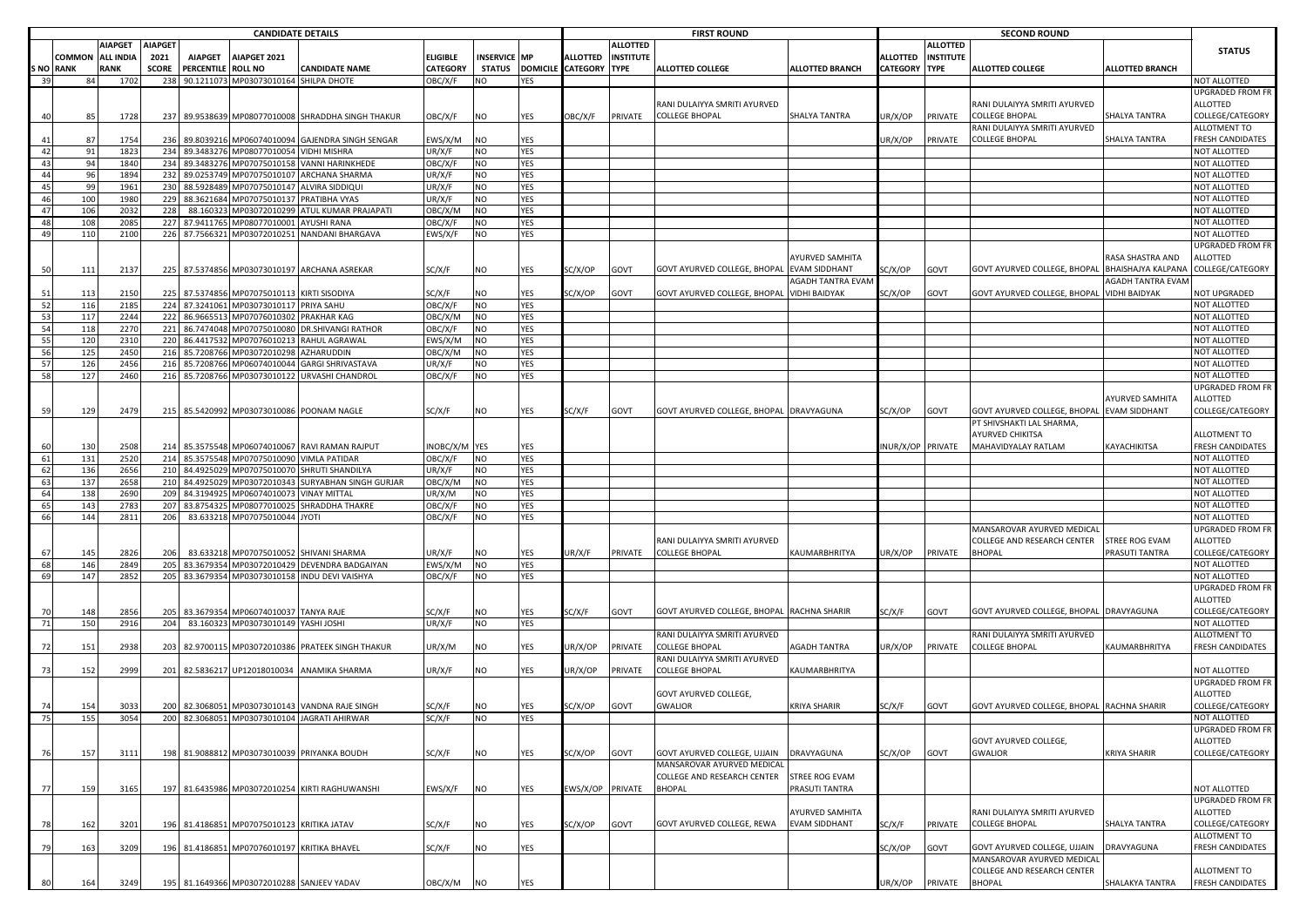| CANDIDATE DETAILS | | | | | | | | | | FIRST ROUND | | | | SECOND ROUND | | | | STATUS |
|---|---|---|---|---|---|---|---|---|---|---|---|---|---|---|---|---|---|---|
| S NO | COMMON RANK | AIAPGET ALL INDIA RANK | AIAPGET 2021 SCORE | AIAPGET PERCENTILE | AIAPGET 2021 ROLL NO | CANDIDATE NAME | ELIGIBLE CATEGORY | INSERVICE STATUS | MP DOMICILE | ALLOTTED CATEGORY | ALLOTTED INSTITUTE TYPE | ALLOTTED COLLEGE | ALLOTTED BRANCH | ALLOTTED CATEGORY | ALLOTTED INSTITUTE TYPE | ALLOTTED COLLEGE | ALLOTTED BRANCH | |
| 39 | 84 | 1702 | 238 | 90.1211073 | MP03073010164 | SHILPA DHOTE | OBC/X/F | NO | YES | | | | | | | | | NOT ALLOTTED |
| 40 | 85 | 1728 | 237 | 89.9538639 | MP08077010008 | SHRADDHA SINGH THAKUR | OBC/X/F | NO | YES | OBC/X/F | PRIVATE | RANI DULAIYYA SMRITI AYURVED COLLEGE BHOPAL | SHALYA TANTRA | UR/X/OP | PRIVATE | RANI DULAIYYA SMRITI AYURVED COLLEGE BHOPAL | SHALYA TANTRA | UPGRADED FROM FR ALLOTTED COLLEGE/CATEGORY |
| 41 | 87 | 1754 | 236 | 89.8039216 | MP06074010094 | GAJENDRA SINGH SENGAR | EWS/X/M | NO | YES | | | | | UR/X/OP | PRIVATE | RANI DULAIYYA SMRITI AYURVED COLLEGE BHOPAL | SHALYA TANTRA | ALLOTMENT TO FRESH CANDIDATES |
| 42 | 91 | 1823 | 234 | 89.3483276 | MP08077010054 | VIDHI MISHRA | UR/X/F | NO | YES | | | | | | | | | NOT ALLOTTED |
| 43 | 94 | 1840 | 234 | 89.3483276 | MP07075010158 | VANNI HARINKHEDE | OBC/X/F | NO | YES | | | | | | | | | NOT ALLOTTED |
| 44 | 96 | 1894 | 232 | 89.0253749 | MP07075010107 | ARCHANA SHARMA | UR/X/F | NO | YES | | | | | | | | | NOT ALLOTTED |
| 45 | 99 | 1961 | 230 | 88.5928489 | MP07075010147 | ALVIRA SIDDIQUI | UR/X/F | NO | YES | | | | | | | | | NOT ALLOTTED |
| 46 | 100 | 1980 | 229 | 88.3621684 | MP07075010137 | PRATIBHA VYAS | UR/X/F | NO | YES | | | | | | | | | NOT ALLOTTED |
| 47 | 106 | 2032 | 228 | 88.160323 | MP03072010299 | ATUL KUMAR PRAJAPATI | OBC/X/M | NO | YES | | | | | | | | | NOT ALLOTTED |
| 48 | 108 | 2085 | 227 | 87.9411765 | MP08077010001 | AYUSHI RANA | OBC/X/F | NO | YES | | | | | | | | | NOT ALLOTTED |
| 49 | 110 | 2100 | 226 | 87.7566321 | MP03072010251 | NANDANI BHARGAVA | EWS/X/F | NO | YES | | | | | | | | | NOT ALLOTTED |
| 50 | 111 | 2137 | 225 | 87.5374856 | MP03073010197 | ARCHANA ASREKAR | SC/X/F | NO | YES | SC/X/OP | GOVT | GOVT AYURVED COLLEGE, BHOPAL | AYURVED SAMHITA EVAM SIDDHANT | SC/X/OP | GOVT | GOVT AYURVED COLLEGE, BHOPAL | RASA SHASTRA AND BHAISHAJYA KALPANA | UPGRADED FROM FR ALLOTTED COLLEGE/CATEGORY |
| 51 | 113 | 2150 | 225 | 87.5374856 | MP07075010113 | KIRTI SISODIYA | SC/X/F | NO | YES | SC/X/OP | GOVT | GOVT AYURVED COLLEGE, BHOPAL | AGADH TANTRA EVAM VIDHI BAIDYAK | SC/X/OP | GOVT | GOVT AYURVED COLLEGE, BHOPAL | AGADH TANTRA EVAM VIDHI BAIDYAK | NOT UPGRADED |
| 52 | 116 | 2185 | 224 | 87.3241061 | MP03073010117 | PRIYA SAHU | OBC/X/F | NO | YES | | | | | | | | | NOT ALLOTTED |
| 53 | 117 | 2244 | 222 | 86.9665513 | MP07076010302 | PRAKHAR KAG | OBC/X/M | NO | YES | | | | | | | | | NOT ALLOTTED |
| 54 | 118 | 2270 | 221 | 86.7474048 | MP07075010080 | DR.SHIVANGI RATHOR | OBC/X/F | NO | YES | | | | | | | | | NOT ALLOTTED |
| 55 | 120 | 2310 | 220 | 86.4417532 | MP07076010213 | RAHUL AGRAWAL | EWS/X/M | NO | YES | | | | | | | | | NOT ALLOTTED |
| 56 | 125 | 2450 | 216 | 85.7208766 | MP03072010298 | AZHARUDDIN | OBC/X/M | NO | YES | | | | | | | | | NOT ALLOTTED |
| 57 | 126 | 2456 | 216 | 85.7208766 | MP06074010044 | GARGI SHRIVASTAVA | UR/X/F | NO | YES | | | | | | | | | NOT ALLOTTED |
| 58 | 127 | 2460 | 216 | 85.7208766 | MP03073010122 | URVASHI CHANDROL | OBC/X/F | NO | YES | | | | | | | | | NOT ALLOTTED |
| 59 | 129 | 2479 | 215 | 85.5420992 | MP03073010086 | POONAM NAGLE | SC/X/F | NO | YES | SC/X/F | GOVT | GOVT AYURVED COLLEGE, BHOPAL | DRAVYAGUNA | SC/X/OP | GOVT | GOVT AYURVED COLLEGE, BHOPAL | AYURVED SAMHITA EVAM SIDDHANT | UPGRADED FROM FR ALLOTTED COLLEGE/CATEGORY |
| 60 | 130 | 2508 | 214 | 85.3575548 | MP06074010067 | RAVI RAMAN RAJPUT | INOBC/X/M | YES | YES | | | | | INUR/X/OP | PRIVATE | PT SHIVSHAKTI LAL SHARMA, AYURVED CHIKITSA MAHAVIDYALAY RATLAM | KAYACHIKITSA | ALLOTMENT TO FRESH CANDIDATES |
| 61 | 131 | 2520 | 214 | 85.3575548 | MP07075010090 | VIMLA PATIDAR | OBC/X/F | NO | YES | | | | | | | | | NOT ALLOTTED |
| 62 | 136 | 2656 | 210 | 84.4925029 | MP07075010070 | SHRUTI SHANDILYA | UR/X/F | NO | YES | | | | | | | | | NOT ALLOTTED |
| 63 | 137 | 2658 | 210 | 84.4925029 | MP03072010343 | SURYABHAN SINGH GURJAR | OBC/X/M | NO | YES | | | | | | | | | NOT ALLOTTED |
| 64 | 138 | 2690 | 209 | 84.3194925 | MP06074010073 | VINAY MITTAL | UR/X/M | NO | YES | | | | | | | | | NOT ALLOTTED |
| 65 | 143 | 2783 | 207 | 83.8754325 | MP08077010025 | SHRADDHA THAKRE | OBC/X/F | NO | YES | | | | | | | | | NOT ALLOTTED |
| 66 | 144 | 2811 | 206 | 83.633218 | MP07075010044 | JYOTI | OBC/X/F | NO | YES | | | | | | | | | NOT ALLOTTED |
| 67 | 145 | 2826 | 206 | 83.633218 | MP07075010052 | SHIVANI SHARMA | UR/X/F | NO | YES | UR/X/F | PRIVATE | RANI DULAIYYA SMRITI AYURVED COLLEGE BHOPAL | KAUMARBHRITYA | UR/X/OP | PRIVATE | MANSAROVAR AYURVED MEDICAL COLLEGE AND RESEARCH CENTER BHOPAL | STREE ROG EVAM PRASUTI TANTRA | UPGRADED FROM FR ALLOTTED COLLEGE/CATEGORY |
| 68 | 146 | 2849 | 205 | 83.3679354 | MP03072010429 | DEVENDRA BADGAIYAN | EWS/X/M | NO | YES | | | | | | | | | NOT ALLOTTED |
| 69 | 147 | 2852 | 205 | 83.3679354 | MP03073010158 | INDU DEVI VAISHYA | OBC/X/F | NO | YES | | | | | | | | | NOT ALLOTTED |
| 70 | 148 | 2856 | 205 | 83.3679354 | MP06074010037 | TANYA RAJE | SC/X/F | NO | YES | SC/X/F | GOVT | GOVT AYURVED COLLEGE, BHOPAL | RACHNA SHARIR | SC/X/F | GOVT | GOVT AYURVED COLLEGE, BHOPAL | DRAVYAGUNA | UPGRADED FROM FR ALLOTTED COLLEGE/CATEGORY |
| 71 | 150 | 2916 | 204 | 83.160323 | MP03073010149 | YASHI JOSHI | UR/X/F | NO | YES | | | | | | | | | NOT ALLOTTED |
| 72 | 151 | 2938 | 203 | 82.9700115 | MP03072010386 | PRATEEK SINGH THAKUR | UR/X/M | NO | YES | UR/X/OP | PRIVATE | RANI DULAIYYA SMRITI AYURVED COLLEGE BHOPAL | AGADH TANTRA | UR/X/OP | PRIVATE | RANI DULAIYYA SMRITI AYURVED COLLEGE BHOPAL | KAUMARBHRITYA | ALLOTMENT TO FRESH CANDIDATES |
| 73 | 152 | 2999 | 201 | 82.5836217 | UP12018010034 | ANAMIKA SHARMA | UR/X/F | NO | YES | UR/X/OP | PRIVATE | RANI DULAIYYA SMRITI AYURVED COLLEGE BHOPAL | KAUMARBHRITYA | | | | | NOT ALLOTTED |
| 74 | 154 | 3033 | 200 | 82.3068051 | MP03073010143 | VANDNA RAJE SINGH | SC/X/F | NO | YES | SC/X/OP | GOVT | GOVT AYURVED COLLEGE, GWALIOR | KRIYA SHARIR | SC/X/F | GOVT | GOVT AYURVED COLLEGE, BHOPAL | RACHNA SHARIR | UPGRADED FROM FR ALLOTTED COLLEGE/CATEGORY |
| 75 | 155 | 3054 | 200 | 82.3068051 | MP03073010104 | JAGRATI AHIRWAR | SC/X/F | NO | YES | | | | | | | | | NOT ALLOTTED |
| 76 | 157 | 3111 | 198 | 81.9088812 | MP03073010039 | PRIYANKA BOUDH | SC/X/F | NO | YES | SC/X/OP | GOVT | GOVT AYURVED COLLEGE, UJJAIN | DRAVYAGUNA | SC/X/OP | GOVT | GOVT AYURVED COLLEGE, GWALIOR | KRIYA SHARIR | UPGRADED FROM FR ALLOTTED COLLEGE/CATEGORY |
| 77 | 159 | 3165 | 197 | 81.6435986 | MP03072010254 | KIRTI RAGHUWANSHI | EWS/X/F | NO | YES | EWS/X/OP | PRIVATE | MANSAROVAR AYURVED MEDICAL COLLEGE AND RESEARCH CENTER BHOPAL | STREE ROG EVAM PRASUTI TANTRA | | | | | NOT ALLOTTED |
| 78 | 162 | 3201 | 196 | 81.4186851 | MP07075010123 | KRITIKA JATAV | SC/X/F | NO | YES | SC/X/OP | GOVT | GOVT AYURVED COLLEGE, REWA | AYURVED SAMHITA EVAM SIDDHANT | SC/X/F | PRIVATE | RANI DULAIYYA SMRITI AYURVED COLLEGE BHOPAL | SHALYA TANTRA | UPGRADED FROM FR ALLOTTED COLLEGE/CATEGORY |
| 79 | 163 | 3209 | 196 | 81.4186851 | MP07076010197 | KRITIKA BHAVEL | SC/X/F | NO | YES | | | | | SC/X/OP | GOVT | GOVT AYURVED COLLEGE, UJJAIN | DRAVYAGUNA | ALLOTMENT TO FRESH CANDIDATES |
| 80 | 164 | 3249 | 195 | 81.1649366 | MP03072010288 | SANJEEV YADAV | OBC/X/M | NO | YES | | | | | UR/X/OP | PRIVATE | MANSAROVAR AYURVED MEDICAL COLLEGE AND RESEARCH CENTER BHOPAL | SHALAKYA TANTRA | ALLOTMENT TO FRESH CANDIDATES |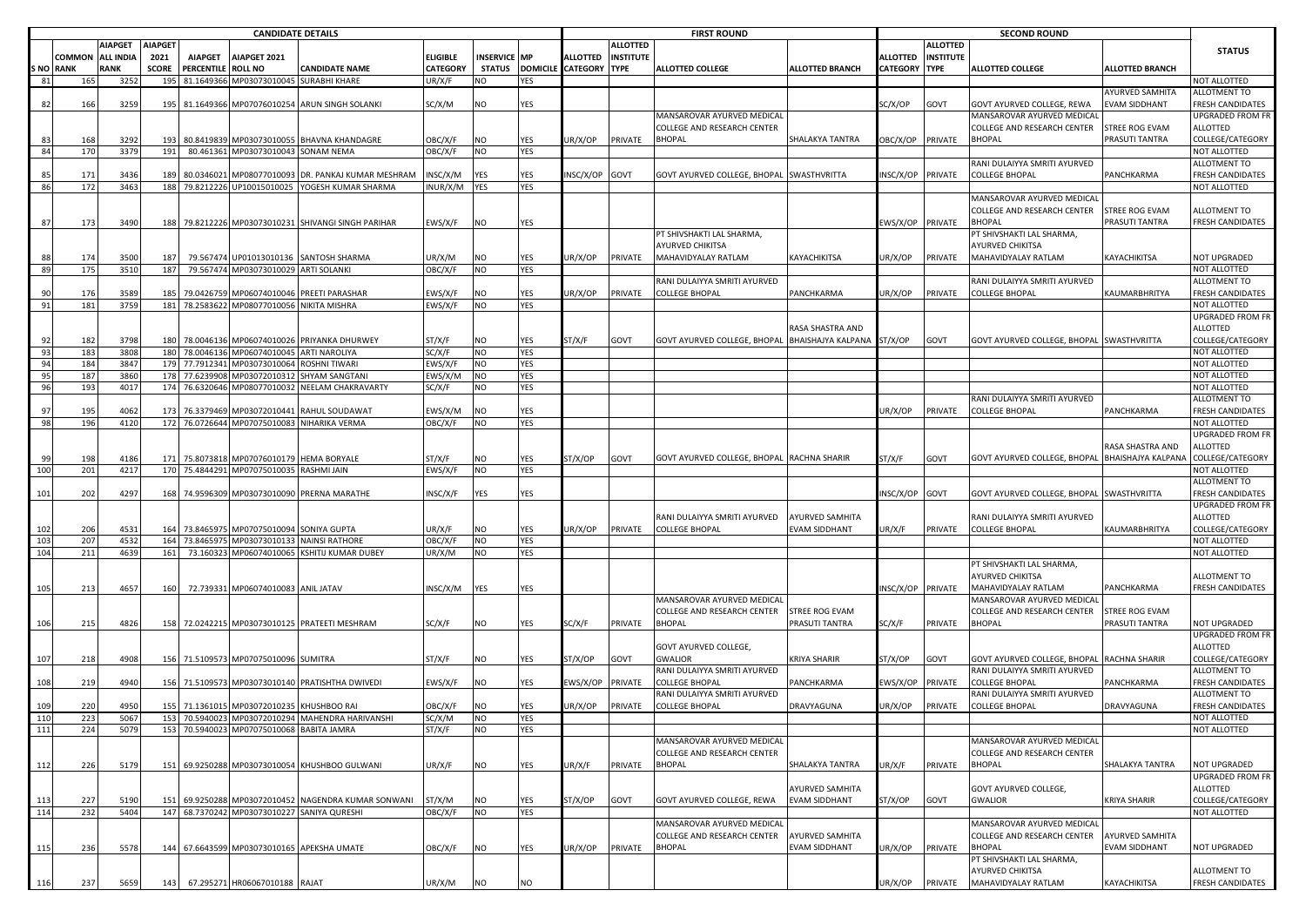| CANDIDATE DETAILS | | | | | | | | | | FIRST ROUND | | | | SECOND ROUND | | | | |
|---|---|---|---|---|---|---|---|---|---|---|---|---|---|---|---|---|---|---|
| S NO | COMMON RANK | AIAPGET ALL INDIA RANK | AIAPGET 2021 SCORE | AIAPGET PERCENTILE | AIAPGET 2021 ROLL NO | CANDIDATE NAME | ELIGIBLE CATEGORY | INSERVICE STATUS | MP DOMICILE | ALLOTTED CATEGORY | ALLOTTED INSTITUTE TYPE | ALLOTTED COLLEGE | ALLOTTED BRANCH | ALLOTTED CATEGORY | ALLOTTED INSTITUTE TYPE | ALLOTTED COLLEGE | ALLOTTED BRANCH | STATUS |
| 81 | 165 | 3252 | 195 | 81.1649366 | MP03073010045 | SURABHI KHARE | UR/X/F | NO | YES | | | | | | | | | NOT ALLOTTED |
| 82 | 166 | 3259 | 195 | 81.1649366 | MP07076010254 | ARUN SINGH SOLANKI | SC/X/M | NO | YES | | | | | SC/X/OP | GOVT | GOVT AYURVED COLLEGE, REWA | AYURVED SAMHITA EVAM SIDDHANT | ALLOTMENT TO FRESH CANDIDATES |
| 83 | 168 | 3292 | 193 | 80.8419839 | MP03073010055 | BHAVNA KHANDAGRE | OBC/X/F | NO | YES | UR/X/OP | PRIVATE | MANSAROVAR AYURVED MEDICAL COLLEGE AND RESEARCH CENTER BHOPAL | SHALAKYA TANTRA | OBC/X/OP | PRIVATE | MANSAROVAR AYURVED MEDICAL COLLEGE AND RESEARCH CENTER BHOPAL | STREE ROG EVAM PRASUTI TANTRA | UPGRADED FROM FR ALLOTTED COLLEGE/CATEGORY |
| 84 | 170 | 3379 | 191 | 80.461361 | MP03073010043 | SONAM NEMA | OBC/X/F | NO | YES | | | | | | | | | NOT ALLOTTED |
| 85 | 171 | 3436 | 189 | 80.0346021 | MP08077010093 | DR. PANKAJ KUMAR MESHRAM | INSC/X/M | YES | YES | INSC/X/OP | GOVT | GOVT AYURVED COLLEGE, BHOPAL | SWASTHVRITTA | INSC/X/OP | PRIVATE | RANI DULAIYYA SMRITI AYURVED COLLEGE BHOPAL | PANCHKARMA | ALLOTMENT TO FRESH CANDIDATES |
| 86 | 172 | 3463 | 188 | 79.8212226 | UP10015010025 | YOGESH KUMAR SHARMA | INUR/X/M | YES | YES | | | | | | | | | NOT ALLOTTED |
| 87 | 173 | 3490 | 188 | 79.8212226 | MP03073010231 | SHIVANGI SINGH PARIHAR | EWS/X/F | NO | YES | | | | | EWS/X/OP | PRIVATE | MANSAROVAR AYURVED MEDICAL COLLEGE AND RESEARCH CENTER BHOPAL | STREE ROG EVAM PRASUTI TANTRA | ALLOTMENT TO FRESH CANDIDATES |
| 88 | 174 | 3500 | 187 | 79.567474 | UP01013010136 | SANTOSH SHARMA | UR/X/M | NO | YES | UR/X/OP | PRIVATE | PT SHIVSHAKTI LAL SHARMA, AYURVED CHIKITSA MAHAVIDYALAY RATLAM | KAYACHIKITSA | UR/X/OP | PRIVATE | PT SHIVSHAKTI LAL SHARMA, AYURVED CHIKITSA MAHAVIDYALAY RATLAM | KAYACHIKITSA | NOT UPGRADED |
| 89 | 175 | 3510 | 187 | 79.567474 | MP03073010029 | ARTI SOLANKI | OBC/X/F | NO | YES | | | | | | | | | NOT ALLOTTED |
| 90 | 176 | 3589 | 185 | 79.0426759 | MP06074010046 | PREETI PARASHAR | EWS/X/F | NO | YES | UR/X/OP | PRIVATE | RANI DULAIYYA SMRITI AYURVED COLLEGE BHOPAL | PANCHKARMA | UR/X/OP | PRIVATE | RANI DULAIYYA SMRITI AYURVED COLLEGE BHOPAL | KAUMARBHRITYA | ALLOTMENT TO FRESH CANDIDATES |
| 91 | 181 | 3759 | 181 | 78.2583622 | MP08077010056 | NIKITA MISHRA | EWS/X/F | NO | YES | | | | | | | | | NOT ALLOTTED |
| 92 | 182 | 3798 | 180 | 78.0046136 | MP06074010026 | PRIYANKA DHURWEY | ST/X/F | NO | YES | ST/X/F | GOVT | GOVT AYURVED COLLEGE, BHOPAL | RASA SHASTRA AND BHAISHAJYA KALPANA | ST/X/OP | GOVT | GOVT AYURVED COLLEGE, BHOPAL | SWASTHVRITTA | UPGRADED FROM FR ALLOTTED COLLEGE/CATEGORY |
| 93 | 183 | 3808 | 180 | 78.0046136 | MP06074010045 | ARTI NAROLIYA | SC/X/F | NO | YES | | | | | | | | | NOT ALLOTTED |
| 94 | 184 | 3847 | 179 | 77.7912341 | MP03073010064 | ROSHNI TIWARI | EWS/X/F | NO | YES | | | | | | | | | NOT ALLOTTED |
| 95 | 187 | 3860 | 178 | 77.6239908 | MP03072010312 | SHYAM SANGTANI | EWS/X/M | NO | YES | | | | | | | | | NOT ALLOTTED |
| 96 | 193 | 4017 | 174 | 76.6320646 | MP08077010032 | NEELAM CHAKRAVARTY | SC/X/F | NO | YES | | | | | | | | | NOT ALLOTTED |
| 97 | 195 | 4062 | 173 | 76.3379469 | MP03072010441 | RAHUL SOUDAWAT | EWS/X/M | NO | YES | | | | | UR/X/OP | PRIVATE | RANI DULAIYYA SMRITI AYURVED COLLEGE BHOPAL | PANCHKARMA | ALLOTMENT TO FRESH CANDIDATES |
| 98 | 196 | 4120 | 172 | 76.0726644 | MP07075010083 | NIHARIKA VERMA | OBC/X/F | NO | YES | | | | | | | | | NOT ALLOTTED |
| 99 | 198 | 4186 | 171 | 75.8073818 | MP07076010179 | HEMA BORYALE | ST/X/F | NO | YES | ST/X/OP | GOVT | GOVT AYURVED COLLEGE, BHOPAL | RACHNA SHARIR | ST/X/F | GOVT | GOVT AYURVED COLLEGE, BHOPAL | RASA SHASTRA AND BHAISHAJYA KALPANA | UPGRADED FROM FR ALLOTTED COLLEGE/CATEGORY |
| 100 | 201 | 4217 | 170 | 75.4844291 | MP07075010035 | RASHMI JAIN | EWS/X/F | NO | YES | | | | | | | | | NOT ALLOTTED |
| 101 | 202 | 4297 | 168 | 74.9596309 | MP03073010090 | PRERNA MARATHE | INSC/X/F | YES | YES | | | | | INSC/X/OP | GOVT | GOVT AYURVED COLLEGE, BHOPAL | SWASTHVRITTA | ALLOTMENT TO FRESH CANDIDATES |
| 102 | 206 | 4531 | 164 | 73.8465975 | MP07075010094 | SONIYA GUPTA | UR/X/F | NO | YES | UR/X/OP | PRIVATE | RANI DULAIYYA SMRITI AYURVED COLLEGE BHOPAL | AYURVED SAMHITA EVAM SIDDHANT | UR/X/F | PRIVATE | RANI DULAIYYA SMRITI AYURVED COLLEGE BHOPAL | KAUMARBHRITYA | UPGRADED FROM FR ALLOTTED COLLEGE/CATEGORY |
| 103 | 207 | 4532 | 164 | 73.8465975 | MP03073010133 | NAINSI RATHORE | OBC/X/F | NO | YES | | | | | | | | | NOT ALLOTTED |
| 104 | 211 | 4639 | 161 | 73.160323 | MP06074010065 | KSHITIJ KUMAR DUBEY | UR/X/M | NO | YES | | | | | | | | | NOT ALLOTTED |
| 105 | 213 | 4657 | 160 | 72.739331 | MP06074010083 | ANIL JATAV | INSC/X/M | YES | YES | | | | | INSC/X/OP | PRIVATE | PT SHIVSHAKTI LAL SHARMA, AYURVED CHIKITSA MAHAVIDYALAY RATLAM | PANCHKARMA | ALLOTMENT TO FRESH CANDIDATES |
| 106 | 215 | 4826 | 158 | 72.0242215 | MP03073010125 | PRATEETI MESHRAM | SC/X/F | NO | YES | SC/X/F | PRIVATE | MANSAROVAR AYURVED MEDICAL COLLEGE AND RESEARCH CENTER BHOPAL | STREE ROG EVAM PRASUTI TANTRA | SC/X/F | PRIVATE | MANSAROVAR AYURVED MEDICAL COLLEGE AND RESEARCH CENTER BHOPAL | STREE ROG EVAM PRASUTI TANTRA | NOT UPGRADED |
| 107 | 218 | 4908 | 156 | 71.5109573 | MP07075010096 | SUMITRA | ST/X/F | NO | YES | ST/X/OP | GOVT | GOVT AYURVED COLLEGE, GWALIOR | KRIYA SHARIR | ST/X/OP | GOVT | GOVT AYURVED COLLEGE, BHOPAL | RACHNA SHARIR | UPGRADED FROM FR ALLOTTED COLLEGE/CATEGORY |
| 108 | 219 | 4940 | 156 | 71.5109573 | MP03073010140 | PRATISHTHA DWIVEDI | EWS/X/F | NO | YES | EWS/X/OP | PRIVATE | RANI DULAIYYA SMRITI AYURVED COLLEGE BHOPAL | PANCHKARMA | EWS/X/OP | PRIVATE | RANI DULAIYYA SMRITI AYURVED COLLEGE BHOPAL | PANCHKARMA | ALLOTMENT TO FRESH CANDIDATES |
| 109 | 220 | 4950 | 155 | 71.1361015 | MP03072010235 | KHUSHBOO RAI | OBC/X/F | NO | YES | UR/X/OP | PRIVATE | RANI DULAIYYA SMRITI AYURVED COLLEGE BHOPAL | DRAVYAGUNA | UR/X/OP | PRIVATE | RANI DULAIYYA SMRITI AYURVED COLLEGE BHOPAL | DRAVYAGUNA | ALLOTMENT TO FRESH CANDIDATES |
| 110 | 223 | 5067 | 153 | 70.5940023 | MP03072010294 | MAHENDRA HARIVANSHI | SC/X/M | NO | YES | | | | | | | | | NOT ALLOTTED |
| 111 | 224 | 5079 | 153 | 70.5940023 | MP07075010068 | BABITA JAMRA | ST/X/F | NO | YES | | | | | | | | | NOT ALLOTTED |
| 112 | 226 | 5179 | 151 | 69.9250288 | MP03073010054 | KHUSHBOO GULWANI | UR/X/F | NO | YES | UR/X/F | PRIVATE | MANSAROVAR AYURVED MEDICAL COLLEGE AND RESEARCH CENTER BHOPAL | SHALAKYA TANTRA | UR/X/F | PRIVATE | MANSAROVAR AYURVED MEDICAL COLLEGE AND RESEARCH CENTER BHOPAL | SHALAKYA TANTRA | NOT UPGRADED |
| 113 | 227 | 5190 | 151 | 69.9250288 | MP03072010452 | NAGENDRA KUMAR SONWANI | ST/X/M | NO | YES | ST/X/OP | GOVT | GOVT AYURVED COLLEGE, REWA | AYURVED SAMHITA EVAM SIDDHANT | ST/X/OP | GOVT | GOVT AYURVED COLLEGE, GWALIOR | KRIYA SHARIR | UPGRADED FROM FR ALLOTTED COLLEGE/CATEGORY |
| 114 | 232 | 5404 | 147 | 68.7370242 | MP03073010227 | SANIYA QURESHI | OBC/X/F | NO | YES | | | | | | | | | NOT ALLOTTED |
| 115 | 236 | 5578 | 144 | 67.6643599 | MP03073010165 | APEKSHA UMATE | OBC/X/F | NO | YES | UR/X/OP | PRIVATE | MANSAROVAR AYURVED MEDICAL COLLEGE AND RESEARCH CENTER BHOPAL | AYURVED SAMHITA EVAM SIDDHANT | UR/X/OP | PRIVATE | MANSAROVAR AYURVED MEDICAL COLLEGE AND RESEARCH CENTER BHOPAL | AYURVED SAMHITA EVAM SIDDHANT | NOT UPGRADED |
| 116 | 237 | 5659 | 143 | 67.295271 | HR06067010188 | RAJAT | UR/X/M | NO | NO | | | | | UR/X/OP | PRIVATE | PT SHIVSHAKTI LAL SHARMA, AYURVED CHIKITSA MAHAVIDYALAY RATLAM | KAYACHIKITSA | ALLOTMENT TO FRESH CANDIDATES |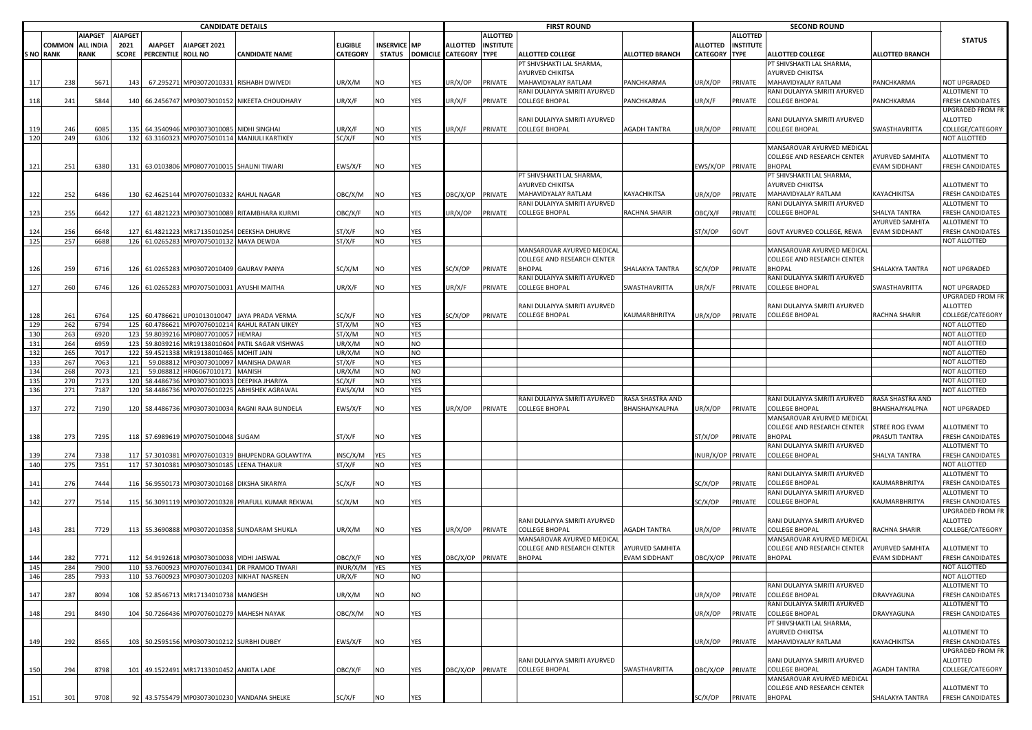| CANDIDATE DETAILS | | | | | | | | | | FIRST ROUND | | | | SECOND ROUND | | | | STATUS |
|---|---|---|---|---|---|---|---|---|---|---|---|---|---|---|---|---|---|---|
| S NO | COMMON RANK | AIAPGET ALL INDIA RANK | AIAPGET 2021 SCORE | AIAPGET PERCENTILE | AIAPGET 2021 ROLL NO | CANDIDATE NAME | ELIGIBLE CATEGORY | INSERVICE STATUS | MP DOMICILE | ALLOTTED CATEGORY | ALLOTTED INSTITUTE TYPE | ALLOTTED COLLEGE | ALLOTTED BRANCH | ALLOTTED CATEGORY | ALLOTTED INSTITUTE TYPE | ALLOTTED COLLEGE | ALLOTTED BRANCH | STATUS |
| 117 | 238 | 5671 | 143 | 67.295271 | MP03072010331 | RISHABH DWIVEDI | UR/X/M | NO | YES | UR/X/OP | PRIVATE | PT SHIVSHAKTI LAL SHARMA, AYURVED CHIKITSA MAHAVIDYALAY RATLAM | PANCHKARMA | UR/X/OP | PRIVATE | PT SHIVSHAKTI LAL SHARMA, AYURVED CHIKITSA MAHAVIDYALAY RATLAM | PANCHKARMA | NOT UPGRADED |
| 118 | 241 | 5844 | 140 | 66.2456747 | MP03073010152 | NIKEETA CHOUDHARY | UR/X/F | NO | YES | UR/X/F | PRIVATE | RANI DULAIYYA SMRITI AYURVED COLLEGE BHOPAL | PANCHKARMA | UR/X/F | PRIVATE | RANI DULAIYYA SMRITI AYURVED COLLEGE BHOPAL | PANCHKARMA | ALLOTMENT TO FRESH CANDIDATES |
| 119 | 246 | 6085 | 135 | 64.3540946 | MP03073010085 | NIDHI SINGHAI | UR/X/F | NO | YES | UR/X/F | PRIVATE | RANI DULAIYYA SMRITI AYURVED COLLEGE BHOPAL | AGADH TANTRA | UR/X/OP | PRIVATE | RANI DULAIYYA SMRITI AYURVED COLLEGE BHOPAL | SWASTHAVRITTA | UPGRADED FROM FR ALLOTTED COLLEGE/CATEGORY |
| 120 | 249 | 6306 | 132 | 63.3160323 | MP07075010114 | MANJULI KARTIKEY | SC/X/F | NO | YES | | | | | | | | | NOT ALLOTTED |
| 121 | 251 | 6380 | 131 | 63.0103806 | MP08077010015 | SHALINI TIWARI | EWS/X/F | NO | YES | | | | | EWS/X/OP | PRIVATE | MANSAROVAR AYURVED MEDICAL COLLEGE AND RESEARCH CENTER BHOPAL | AYURVED SAMHITA EVAM SIDDHANT | ALLOTMENT TO FRESH CANDIDATES |
| 122 | 252 | 6486 | 130 | 62.4625144 | MP07076010332 | RAHUL NAGAR | OBC/X/M | NO | YES | OBC/X/OP | PRIVATE | PT SHIVSHAKTI LAL SHARMA, AYURVED CHIKITSA MAHAVIDYALAY RATLAM | KAYACHIKITSA | UR/X/OP | PRIVATE | PT SHIVSHAKTI LAL SHARMA, AYURVED CHIKITSA MAHAVIDYALAY RATLAM | KAYACHIKITSA | ALLOTMENT TO FRESH CANDIDATES |
| 123 | 255 | 6642 | 127 | 61.4821223 | MP03073010089 | RITAMBHARA KURMI | OBC/X/F | NO | YES | UR/X/OP | PRIVATE | RANI DULAIYYA SMRITI AYURVED COLLEGE BHOPAL | RACHNA SHARIR | OBC/X/F | PRIVATE | RANI DULAIYYA SMRITI AYURVED COLLEGE BHOPAL | SHALYA TANTRA | ALLOTMENT TO FRESH CANDIDATES |
| 124 | 256 | 6648 | 127 | 61.4821223 | MR17135010254 | DEEKSHA DHURVE | ST/X/F | NO | YES | | | | | ST/X/OP | GOVT | GOVT AYURVED COLLEGE, REWA | AYURVED SAMHITA EVAM SIDDHANT | ALLOTMENT TO FRESH CANDIDATES |
| 125 | 257 | 6688 | 126 | 61.0265283 | MP07075010132 | MAYA DEWDA | ST/X/F | NO | YES | | | | | | | | | NOT ALLOTTED |
| 126 | 259 | 6716 | 126 | 61.0265283 | MP03072010409 | GAURAV PANYA | SC/X/M | NO | YES | SC/X/OP | PRIVATE | MANSAROVAR AYURVED MEDICAL COLLEGE AND RESEARCH CENTER BHOPAL | SHALAKYA TANTRA | SC/X/OP | PRIVATE | MANSAROVAR AYURVED MEDICAL COLLEGE AND RESEARCH CENTER BHOPAL | SHALAKYA TANTRA | NOT UPGRADED |
| 127 | 260 | 6746 | 126 | 61.0265283 | MP07075010031 | AYUSHI MAITHA | UR/X/F | NO | YES | UR/X/F | PRIVATE | RANI DULAIYYA SMRITI AYURVED COLLEGE BHOPAL | SWASTHAVRITTA | UR/X/F | PRIVATE | RANI DULAIYYA SMRITI AYURVED COLLEGE BHOPAL | SWASTHAVRITTA | NOT UPGRADED |
| 128 | 261 | 6764 | 125 | 60.4786621 | UP01013010047 | JAYA PRADA VERMA | SC/X/F | NO | YES | SC/X/OP | PRIVATE | RANI DULAIYYA SMRITI AYURVED COLLEGE BHOPAL | KAUMARBHRITYA | UR/X/OP | PRIVATE | RANI DULAIYYA SMRITI AYURVED COLLEGE BHOPAL | RACHNA SHARIR | UPGRADED FROM FR ALLOTTED COLLEGE/CATEGORY |
| 129 | 262 | 6794 | 125 | 60.4786621 | MP07076010214 | RAHUL RATAN UIKEY | ST/X/M | NO | YES | | | | | | | | | NOT ALLOTTED |
| 130 | 263 | 6920 | 123 | 59.8039216 | MP08077010057 | HEMRAJ | ST/X/M | NO | YES | | | | | | | | | NOT ALLOTTED |
| 131 | 264 | 6959 | 123 | 59.8039216 | MR19138010604 | PATIL SAGAR VISHWAS | UR/X/M | NO | NO | | | | | | | | | NOT ALLOTTED |
| 132 | 265 | 7017 | 122 | 59.4521338 | MR19138010465 | MOHIT JAIN | UR/X/M | NO | NO | | | | | | | | | NOT ALLOTTED |
| 133 | 267 | 7063 | 121 | 59.088812 | MP03073010097 | MANISHA DAWAR | ST/X/F | NO | YES | | | | | | | | | NOT ALLOTTED |
| 134 | 268 | 7073 | 121 | 59.088812 | HR06067010171 | MANISH | UR/X/M | NO | NO | | | | | | | | | NOT ALLOTTED |
| 135 | 270 | 7173 | 120 | 58.4486736 | MP03073010033 | DEEPIKA JHARIYA | SC/X/F | NO | YES | | | | | | | | | NOT ALLOTTED |
| 136 | 271 | 7187 | 120 | 58.4486736 | MP07076010225 | ABHISHEK AGRAWAL | EWS/X/M | NO | YES | | | | | | | | | NOT ALLOTTED |
| 137 | 272 | 7190 | 120 | 58.4486736 | MP03073010034 | RAGNI RAJA BUNDELA | EWS/X/F | NO | YES | UR/X/OP | PRIVATE | RANI DULAIYYA SMRITI AYURVED COLLEGE BHOPAL | RASA SHASTRA AND BHAISHAJYKALPNA | UR/X/OP | PRIVATE | RANI DULAIYYA SMRITI AYURVED COLLEGE BHOPAL | RASA SHASTRA AND BHAISHAJYKALPNA | NOT UPGRADED |
| 138 | 273 | 7295 | 118 | 57.6989619 | MP07075010048 | SUGAM | ST/X/F | NO | YES | | | | | ST/X/OP | PRIVATE | MANSAROVAR AYURVED MEDICAL COLLEGE AND RESEARCH CENTER BHOPAL | STREE ROG EVAM PRASUTI TANTRA | ALLOTMENT TO FRESH CANDIDATES |
| 139 | 274 | 7338 | 117 | 57.3010381 | MP07076010319 | BHUPENDRA GOLAWTIYA | INSC/X/M | YES | YES | | | | | INUR/X/OP | PRIVATE | RANI DULAIYYA SMRITI AYURVED COLLEGE BHOPAL | SHALYA TANTRA | ALLOTMENT TO FRESH CANDIDATES |
| 140 | 275 | 7351 | 117 | 57.3010381 | MP03073010185 | LEENA THAKUR | ST/X/F | NO | YES | | | | | | | | | NOT ALLOTTED |
| 141 | 276 | 7444 | 116 | 56.9550173 | MP03073010168 | DIKSHA SIKARIYA | SC/X/F | NO | YES | | | | | SC/X/OP | PRIVATE | RANI DULAIYYA SMRITI AYURVED COLLEGE BHOPAL | KAUMARBHRITYA | ALLOTMENT TO FRESH CANDIDATES |
| 142 | 277 | 7514 | 115 | 56.3091119 | MP03072010328 | PRAFULL KUMAR REKWAL | SC/X/M | NO | YES | | | | | SC/X/OP | PRIVATE | RANI DULAIYYA SMRITI AYURVED COLLEGE BHOPAL | KAUMARBHRITYA | ALLOTMENT TO FRESH CANDIDATES |
| 143 | 281 | 7729 | 113 | 55.3690888 | MP03072010358 | SUNDARAM SHUKLA | UR/X/M | NO | YES | UR/X/OP | PRIVATE | RANI DULAIYYA SMRITI AYURVED COLLEGE BHOPAL | AGADH TANTRA | UR/X/OP | PRIVATE | RANI DULAIYYA SMRITI AYURVED COLLEGE BHOPAL | RACHNA SHARIR | UPGRADED FROM FR ALLOTTED COLLEGE/CATEGORY |
| 144 | 282 | 7771 | 112 | 54.9192618 | MP03073010038 | VIDHI JAISWAL | OBC/X/F | NO | YES | OBC/X/OP | PRIVATE | MANSAROVAR AYURVED MEDICAL COLLEGE AND RESEARCH CENTER BHOPAL | AYURVED SAMHITA EVAM SIDDHANT | OBC/X/OP | PRIVATE | MANSAROVAR AYURVED MEDICAL COLLEGE AND RESEARCH CENTER BHOPAL | AYURVED SAMHITA EVAM SIDDHANT | ALLOTMENT TO FRESH CANDIDATES |
| 145 | 284 | 7900 | 110 | 53.7600923 | MP07076010341 | DR PRAMOD TIWARI | INUR/X/M | YES | YES | | | | | | | | | NOT ALLOTTED |
| 146 | 285 | 7933 | 110 | 53.7600923 | MP03073010203 | NIKHAT NASREEN | UR/X/F | NO | NO | | | | | | | | | NOT ALLOTTED |
| 147 | 287 | 8094 | 108 | 52.8546713 | MR17134010738 | MANGESH | UR/X/M | NO | NO | | | | | UR/X/OP | PRIVATE | RANI DULAIYYA SMRITI AYURVED COLLEGE BHOPAL | DRAVYAGUNA | ALLOTMENT TO FRESH CANDIDATES |
| 148 | 291 | 8490 | 104 | 50.7266436 | MP07076010279 | MAHESH NAYAK | OBC/X/M | NO | YES | | | | | UR/X/OP | PRIVATE | RANI DULAIYYA SMRITI AYURVED COLLEGE BHOPAL | DRAVYAGUNA | ALLOTMENT TO FRESH CANDIDATES |
| 149 | 292 | 8565 | 103 | 50.2595156 | MP03073010212 | SURBHI DUBEY | EWS/X/F | NO | YES | | | | | UR/X/OP | PRIVATE | PT SHIVSHAKTI LAL SHARMA, AYURVED CHIKITSA MAHAVIDYALAY RATLAM | KAYACHIKITSA | ALLOTMENT TO FRESH CANDIDATES |
| 150 | 294 | 8798 | 101 | 49.1522491 | MR17133010452 | ANKITA LADE | OBC/X/F | NO | YES | OBC/X/OP | PRIVATE | RANI DULAIYYA SMRITI AYURVED COLLEGE BHOPAL | SWASTHAVRITTA | OBC/X/OP | PRIVATE | RANI DULAIYYA SMRITI AYURVED COLLEGE BHOPAL | AGADH TANTRA | UPGRADED FROM FR ALLOTTED COLLEGE/CATEGORY |
| 151 | 301 | 9708 | 92 | 43.5755479 | MP03073010230 | VANDANA SHELKE | SC/X/F | NO | YES | | | | | SC/X/OP | PRIVATE | MANSAROVAR AYURVED MEDICAL COLLEGE AND RESEARCH CENTER BHOPAL | SHALAKYA TANTRA | ALLOTMENT TO FRESH CANDIDATES |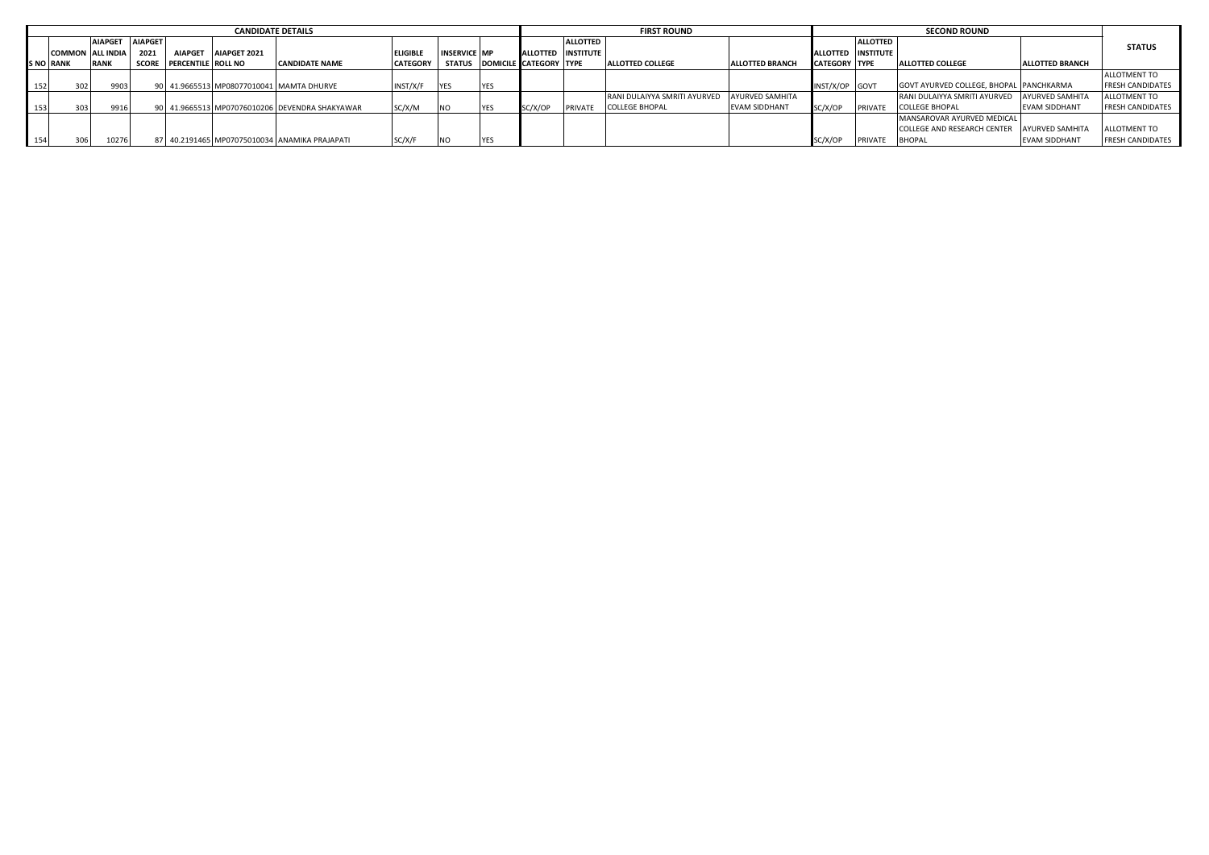| CANDIDATE DETAILS | | | | | | | | | | | FIRST ROUND | | | | SECOND ROUND | | | | STATUS |
|---|---|---|---|---|---|---|---|---|---|---|---|---|---|---|---|---|---|---|---|
| S NO | COMMON RANK | AIAPGET ALL INDIA RANK | AIAPGET 2021 SCORE | AIAPGET PERCENTILE | AIAPGET 2021 ROLL NO | CANDIDATE NAME | ELIGIBLE CATEGORY | INSERVICE STATUS | MP DOMICILE | ALLOTTED CATEGORY | ALLOTTED INSTITUTE TYPE | ALLOTTED COLLEGE | ALLOTTED BRANCH | ALLOTTED CATEGORY | ALLOTTED INSTITUTE TYPE | ALLOTTED COLLEGE | ALLOTTED BRANCH | |
| 152 | 302 | 9903 | 90 | 41.9665513 | MP08077010041 | MAMTA DHURVE | INST/X/F | YES | YES | | | | | INST/X/OP | GOVT | GOVT AYURVED COLLEGE, BHOPAL | PANCHKARMA | ALLOTMENT TO FRESH CANDIDATES |
| 153 | 303 | 9916 | 90 | 41.9665513 | MP07076010206 | DEVENDRA SHAKYAWAR | SC/X/M | NO | YES | SC/X/OP | PRIVATE | RANI DULAIYYA SMRITI AYURVED COLLEGE BHOPAL | AYURVED SAMHITA EVAM SIDDHANT | SC/X/OP | PRIVATE | RANI DULAIYYA SMRITI AYURVED COLLEGE BHOPAL | AYURVED SAMHITA EVAM SIDDHANT | ALLOTMENT TO FRESH CANDIDATES |
| 154 | 306 | 10276 | 87 | 40.2191465 | MP07075010034 | ANAMIKA PRAJAPATI | SC/X/F | NO | YES | | | | | SC/X/OP | PRIVATE | MANSAROVAR AYURVED MEDICAL COLLEGE AND RESEARCH CENTER BHOPAL | AYURVED SAMHITA EVAM SIDDHANT | ALLOTMENT TO FRESH CANDIDATES |